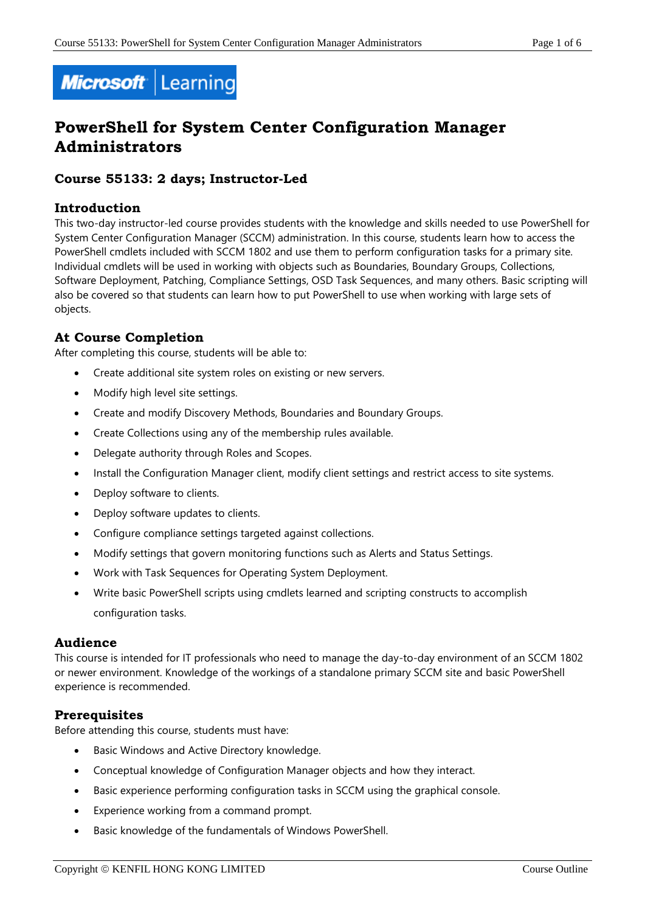# PowerShell for System Center Configuration Manager Administrators

## Course 55133: 2 days; Instructor-Led

### Introduction

This two-day instructor-led course provides students with the knowledge and skills needed to use PowerShell for System Center Configuration Manager (SCCM) administration. In this course, students learn how to access the PowerShell cmdlets included with SCCM 1802 and use them to perform configuration tasks for a primary site. Individual cmdlets will be used in working with objects such as Boundaries, Boundary Groups, Collections, Software Deployment, Patching, Compliance Settings, OSD Task Sequences, and many others. Basic scripting will also be covered so that students can learn how to put PowerShell to use when working with large sets of objects.

### At Course Completion

After completing this course, students will be able to:

- Create additional site system roles on existing or new servers.
- Modify high level site settings.
- Create and modify Discovery Methods, Boundaries and Boundary Groups.
- Create Collections using any of the membership rules available.
- Delegate authority through Roles and Scopes.
- Install the Configuration Manager client, modify client settings and restrict access to site systems.
- Deploy software to clients.
- Deploy software updates to clients.
- Configure compliance settings targeted against collections.
- Modify settings that govern monitoring functions such as Alerts and Status Settings.
- Work with Task Sequences for Operating System Deployment.
- Write basic PowerShell scripts using cmdlets learned and scripting constructs to accomplish configuration tasks.

### Audience

This course is intended for IT professionals who need to manage the day-to-day environment of an SCCM 1802 or newer environment. Knowledge of the workings of a standalone primary SCCM site and basic PowerShell experience is recommended.

### Prerequisites

Before attending this course, students must have:

- Basic Windows and Active Directory knowledge.
- Conceptual knowledge of Configuration Manager objects and how they interact.
- Basic experience performing configuration tasks in SCCM using the graphical console.
- Experience working from a command prompt.
- Basic knowledge of the fundamentals of Windows PowerShell.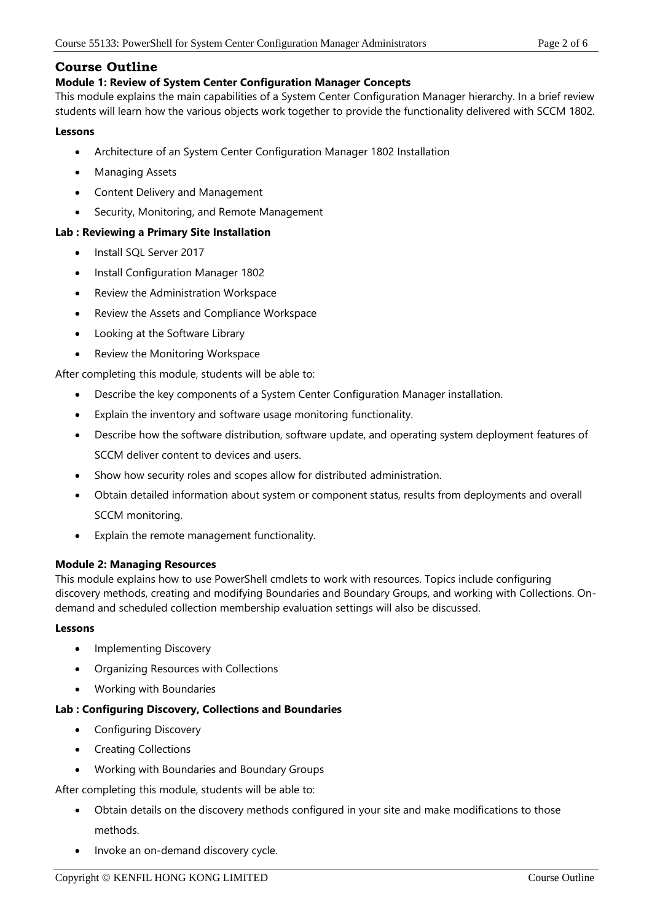## Course Outline

### Module 1: Review of System Center Configuration Manager Concepts

This module explains the main capabilities of a System Center Configuration Manager hierarchy. In a brief review students will learn how the various objects work together to provide the functionality delivered with SCCM 1802.

**Lessons**

- Architecture of an System Center Configuration Manager 1802 Installation
- Managing Assets
- Content Delivery and Management
- Security, Monitoring, and Remote Management

**Lab : Reviewing a Primary Site Installation**

- Install SQL Server 2017
- Install Configuration Manager 1802
- Review the Administration Workspace
- Review the Assets and Compliance Workspace
- Looking at the Software Library
- Review the Monitoring Workspace

After completing this module, students will be able to:

- Describe the key components of a System Center Configuration Manager installation.
- Explain the inventory and software usage monitoring functionality.
- Describe how the software distribution, software update, and operating system deployment features of SCCM deliver content to devices and users.
- Show how security roles and scopes allow for distributed administration.
- Obtain detailed information about system or component status, results from deployments and overall SCCM monitoring.
- Explain the remote management functionality.

### Module 2: Managing Resources

This module explains how to use PowerShell cmdlets to work with resources. Topics include configuring discovery methods, creating and modifying Boundaries and Boundary Groups, and working with Collections. On-demand and scheduled collection membership evaluation settings will also be discussed.

**Lessons**

- Implementing Discovery
- Organizing Resources with Collections
- Working with Boundaries

**Lab : Configuring Discovery, Collections and Boundaries**

- Configuring Discovery
- Creating Collections
- Working with Boundaries and Boundary Groups

After completing this module, students will be able to:

- Obtain details on the discovery methods configured in your site and make modifications to those methods.
- Invoke an on-demand discovery cycle.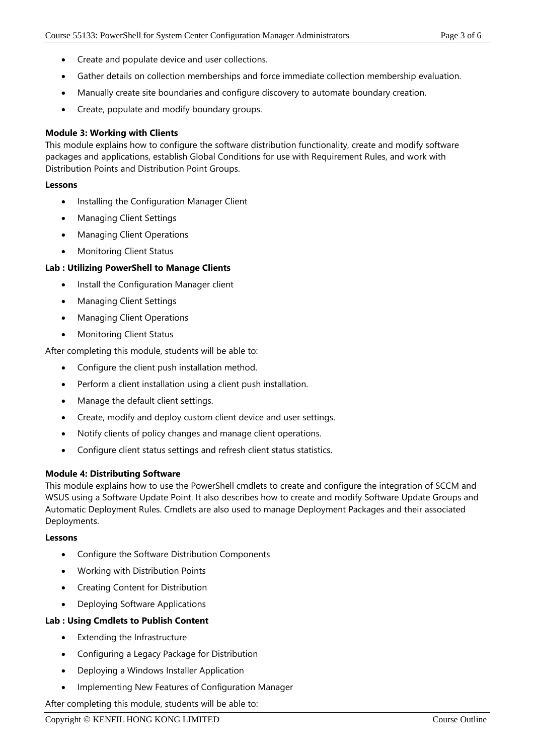- Create and populate device and user collections.
- Gather details on collection memberships and force immediate collection membership evaluation.
- Manually create site boundaries and configure discovery to automate boundary creation.
- Create, populate and modify boundary groups.

**Module 3: Working with Clients**

This module explains how to configure the software distribution functionality, create and modify software packages and applications, establish Global Conditions for use with Requirement Rules, and work with Distribution Points and Distribution Point Groups.

**Lessons**

- Installing the Configuration Manager Client
- Managing Client Settings
- Managing Client Operations
- Monitoring Client Status

**Lab : Utilizing PowerShell to Manage Clients**

- Install the Configuration Manager client
- Managing Client Settings
- Managing Client Operations
- Monitoring Client Status

After completing this module, students will be able to:

- Configure the client push installation method.
- Perform a client installation using a client push installation.
- Manage the default client settings.
- Create, modify and deploy custom client device and user settings.
- Notify clients of policy changes and manage client operations.
- Configure client status settings and refresh client status statistics.

**Module 4: Distributing Software**

This module explains how to use the PowerShell cmdlets to create and configure the integration of SCCM and WSUS using a Software Update Point. It also describes how to create and modify Software Update Groups and Automatic Deployment Rules. Cmdlets are also used to manage Deployment Packages and their associated Deployments.

**Lessons**

- Configure the Software Distribution Components
- Working with Distribution Points
- Creating Content for Distribution
- Deploying Software Applications

**Lab : Using Cmdlets to Publish Content**

- Extending the Infrastructure
- Configuring a Legacy Package for Distribution
- Deploying a Windows Installer Application
- Implementing New Features of Configuration Manager

After completing this module, students will be able to: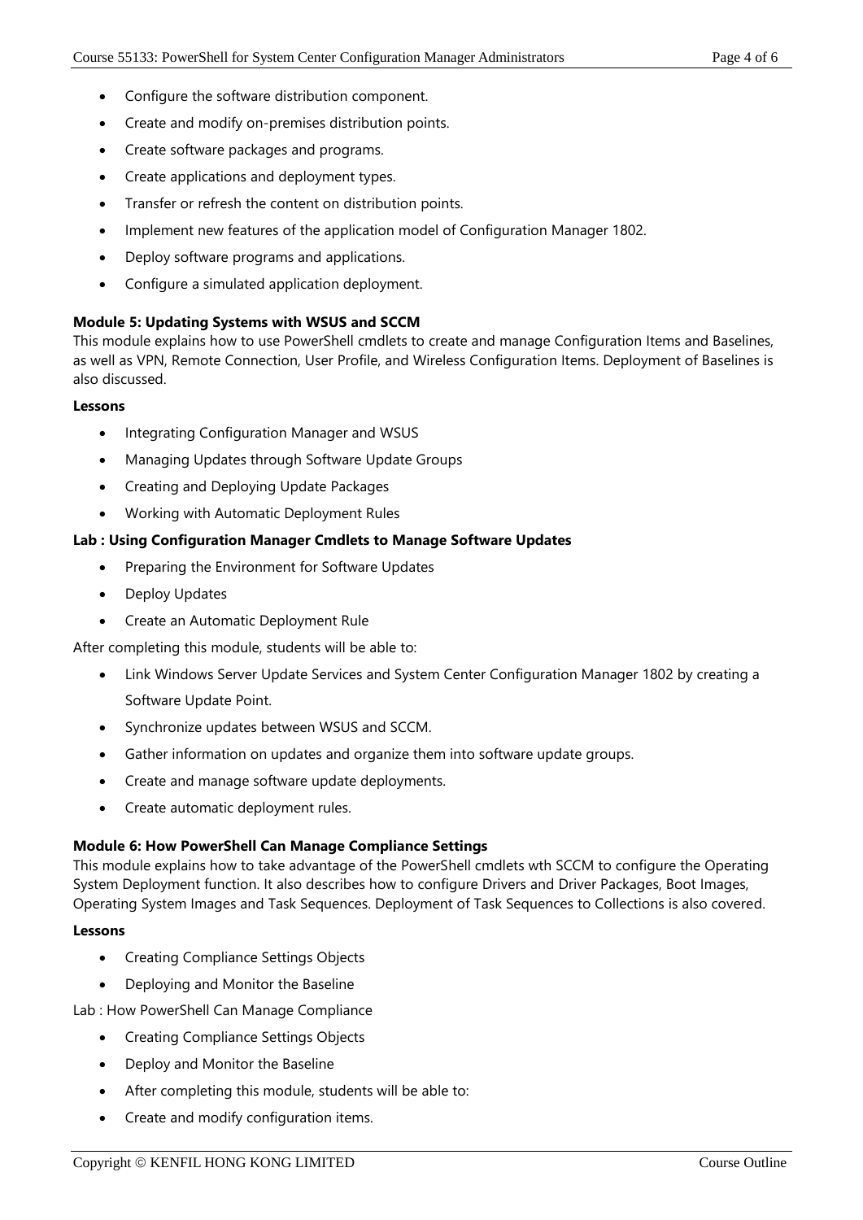- Configure the software distribution component.
- Create and modify on-premises distribution points.
- Create software packages and programs.
- Create applications and deployment types.
- Transfer or refresh the content on distribution points.
- Implement new features of the application model of Configuration Manager 1802.
- Deploy software programs and applications.
- Configure a simulated application deployment.

**Module 5: Updating Systems with WSUS and SCCM**
This module explains how to use PowerShell cmdlets to create and manage Configuration Items and Baselines, as well as VPN, Remote Connection, User Profile, and Wireless Configuration Items. Deployment of Baselines is also discussed.

**Lessons**

- Integrating Configuration Manager and WSUS
- Managing Updates through Software Update Groups
- Creating and Deploying Update Packages
- Working with Automatic Deployment Rules

**Lab : Using Configuration Manager Cmdlets to Manage Software Updates**

- Preparing the Environment for Software Updates
- Deploy Updates
- Create an Automatic Deployment Rule

After completing this module, students will be able to:

- Link Windows Server Update Services and System Center Configuration Manager 1802 by creating a Software Update Point.
- Synchronize updates between WSUS and SCCM.
- Gather information on updates and organize them into software update groups.
- Create and manage software update deployments.
- Create automatic deployment rules.

**Module 6: How PowerShell Can Manage Compliance Settings**
This module explains how to take advantage of the PowerShell cmdlets wth SCCM to configure the Operating System Deployment function. It also describes how to configure Drivers and Driver Packages, Boot Images, Operating System Images and Task Sequences. Deployment of Task Sequences to Collections is also covered.

**Lessons**

- Creating Compliance Settings Objects
- Deploying and Monitor the Baseline

Lab : How PowerShell Can Manage Compliance

- Creating Compliance Settings Objects
- Deploy and Monitor the Baseline
- After completing this module, students will be able to:
- Create and modify configuration items.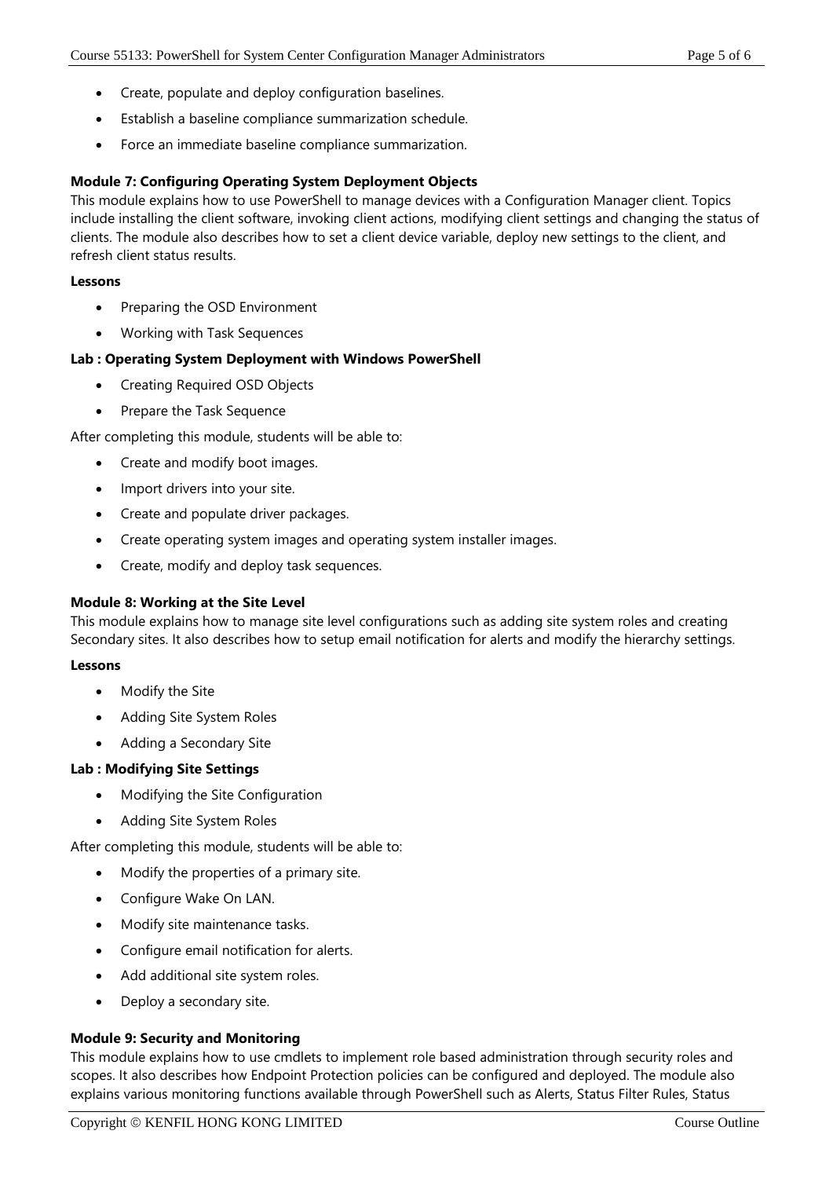- Create, populate and deploy configuration baselines.
- Establish a baseline compliance summarization schedule.
- Force an immediate baseline compliance summarization.

**Module 7: Configuring Operating System Deployment Objects**

This module explains how to use PowerShell to manage devices with a Configuration Manager client. Topics include installing the client software, invoking client actions, modifying client settings and changing the status of clients. The module also describes how to set a client device variable, deploy new settings to the client, and refresh client status results.

**Lessons**

- Preparing the OSD Environment
- Working with Task Sequences

**Lab : Operating System Deployment with Windows PowerShell**

- Creating Required OSD Objects
- Prepare the Task Sequence

After completing this module, students will be able to:

- Create and modify boot images.
- Import drivers into your site.
- Create and populate driver packages.
- Create operating system images and operating system installer images.
- Create, modify and deploy task sequences.

**Module 8: Working at the Site Level**

This module explains how to manage site level configurations such as adding site system roles and creating Secondary sites. It also describes how to setup email notification for alerts and modify the hierarchy settings.

**Lessons**

- Modify the Site
- Adding Site System Roles
- Adding a Secondary Site

**Lab : Modifying Site Settings**

- Modifying the Site Configuration
- Adding Site System Roles

After completing this module, students will be able to:

- Modify the properties of a primary site.
- Configure Wake On LAN.
- Modify site maintenance tasks.
- Configure email notification for alerts.
- Add additional site system roles.
- Deploy a secondary site.

**Module 9: Security and Monitoring**

This module explains how to use cmdlets to implement role based administration through security roles and scopes. It also describes how Endpoint Protection policies can be configured and deployed. The module also explains various monitoring functions available through PowerShell such as Alerts, Status Filter Rules, Status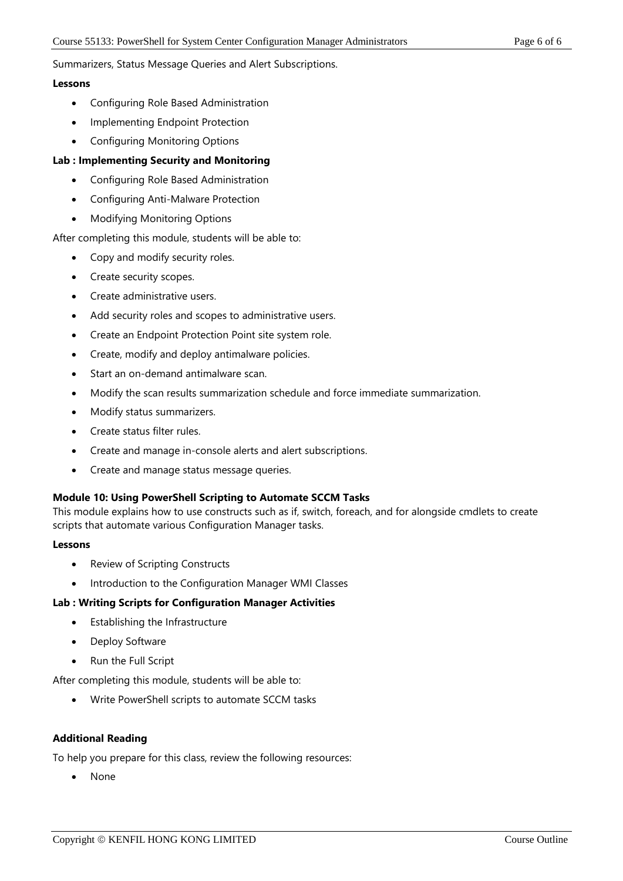Summarizers, Status Message Queries and Alert Subscriptions.

**Lessons**

- Configuring Role Based Administration
- Implementing Endpoint Protection
- Configuring Monitoring Options

**Lab : Implementing Security and Monitoring**

- Configuring Role Based Administration
- Configuring Anti-Malware Protection
- Modifying Monitoring Options

After completing this module, students will be able to:

- Copy and modify security roles.
- Create security scopes.
- Create administrative users.
- Add security roles and scopes to administrative users.
- Create an Endpoint Protection Point site system role.
- Create, modify and deploy antimalware policies.
- Start an on-demand antimalware scan.
- Modify the scan results summarization schedule and force immediate summarization.
- Modify status summarizers.
- Create status filter rules.
- Create and manage in-console alerts and alert subscriptions.
- Create and manage status message queries.

**Module 10: Using PowerShell Scripting to Automate SCCM Tasks**

This module explains how to use constructs such as if, switch, foreach, and for alongside cmdlets to create scripts that automate various Configuration Manager tasks.

**Lessons**

- Review of Scripting Constructs
- Introduction to the Configuration Manager WMI Classes

**Lab : Writing Scripts for Configuration Manager Activities**

- Establishing the Infrastructure
- Deploy Software
- Run the Full Script

After completing this module, students will be able to:

- Write PowerShell scripts to automate SCCM tasks

**Additional Reading**

To help you prepare for this class, review the following resources:

- None